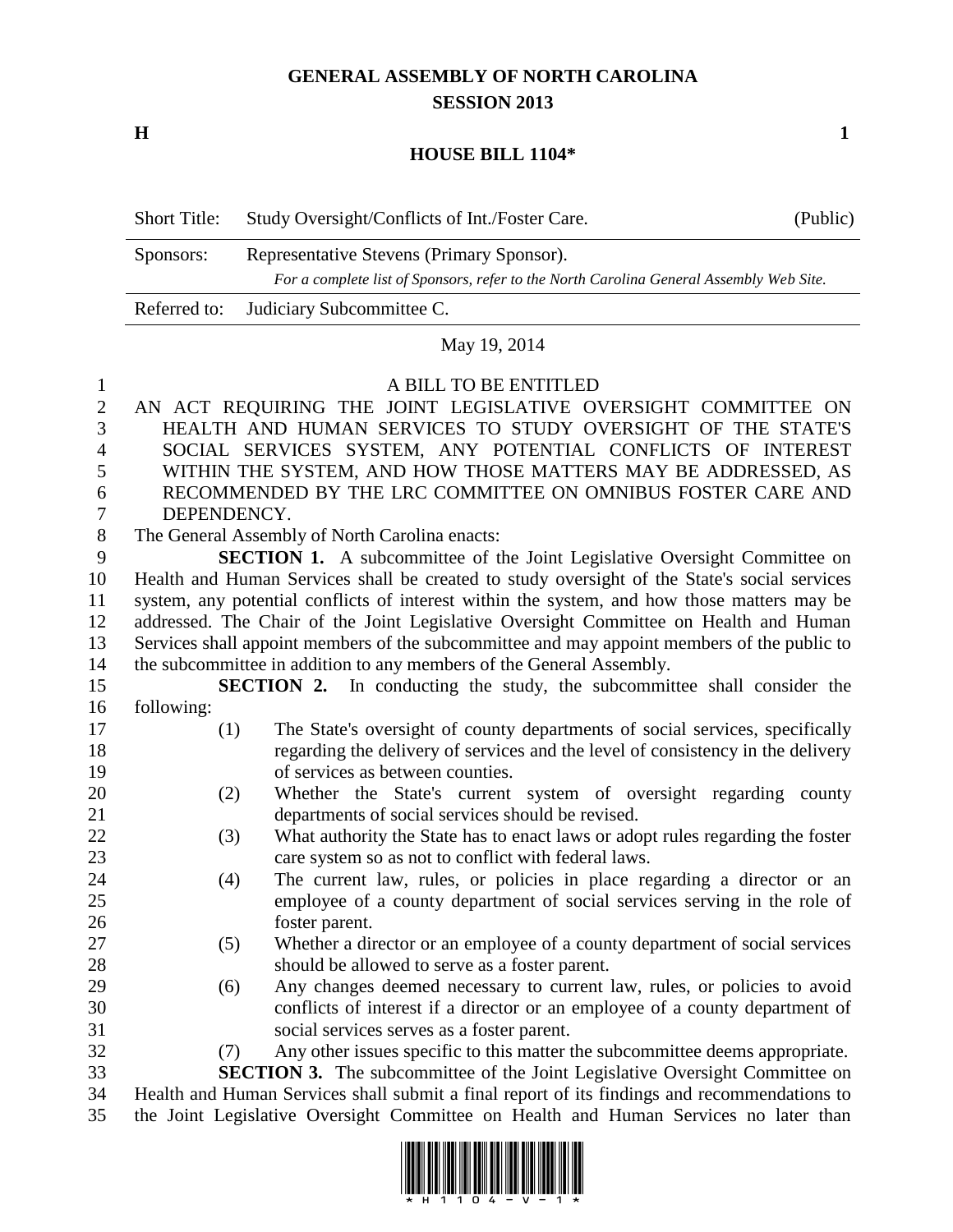# GENERAL ASSEMBLY OF NORTH CAROLINA
## SESSION 2013

**H** **1**

## HOUSE BILL 1104*

| Short Title: | Study Oversight/Conflicts of Int./Foster Care. | (Public) |
|---|---|---|
| Sponsors: | Representative Stevens (Primary Sponsor). *For a complete list of Sponsors, refer to the North Carolina General Assembly Web Site.* | |
| Referred to: | Judiciary Subcommittee C. | |

May 19, 2014

A BILL TO BE ENTITLED

AN ACT REQUIRING THE JOINT LEGISLATIVE OVERSIGHT COMMITTEE ON HEALTH AND HUMAN SERVICES TO STUDY OVERSIGHT OF THE STATE'S SOCIAL SERVICES SYSTEM, ANY POTENTIAL CONFLICTS OF INTEREST WITHIN THE SYSTEM, AND HOW THOSE MATTERS MAY BE ADDRESSED, AS RECOMMENDED BY THE LRC COMMITTEE ON OMNIBUS FOSTER CARE AND DEPENDENCY.

The General Assembly of North Carolina enacts:

**SECTION 1.** A subcommittee of the Joint Legislative Oversight Committee on Health and Human Services shall be created to study oversight of the State's social services system, any potential conflicts of interest within the system, and how those matters may be addressed. The Chair of the Joint Legislative Oversight Committee on Health and Human Services shall appoint members of the subcommittee and may appoint members of the public to the subcommittee in addition to any members of the General Assembly.

**SECTION 2.** In conducting the study, the subcommittee shall consider the following:

(1) The State's oversight of county departments of social services, specifically regarding the delivery of services and the level of consistency in the delivery of services as between counties.

(2) Whether the State's current system of oversight regarding county departments of social services should be revised.

(3) What authority the State has to enact laws or adopt rules regarding the foster care system so as not to conflict with federal laws.

(4) The current law, rules, or policies in place regarding a director or an employee of a county department of social services serving in the role of foster parent.

(5) Whether a director or an employee of a county department of social services should be allowed to serve as a foster parent.

(6) Any changes deemed necessary to current law, rules, or policies to avoid conflicts of interest if a director or an employee of a county department of social services serves as a foster parent.

(7) Any other issues specific to this matter the subcommittee deems appropriate.

**SECTION 3.** The subcommittee of the Joint Legislative Oversight Committee on Health and Human Services shall submit a final report of its findings and recommendations to the Joint Legislative Oversight Committee on Health and Human Services no later than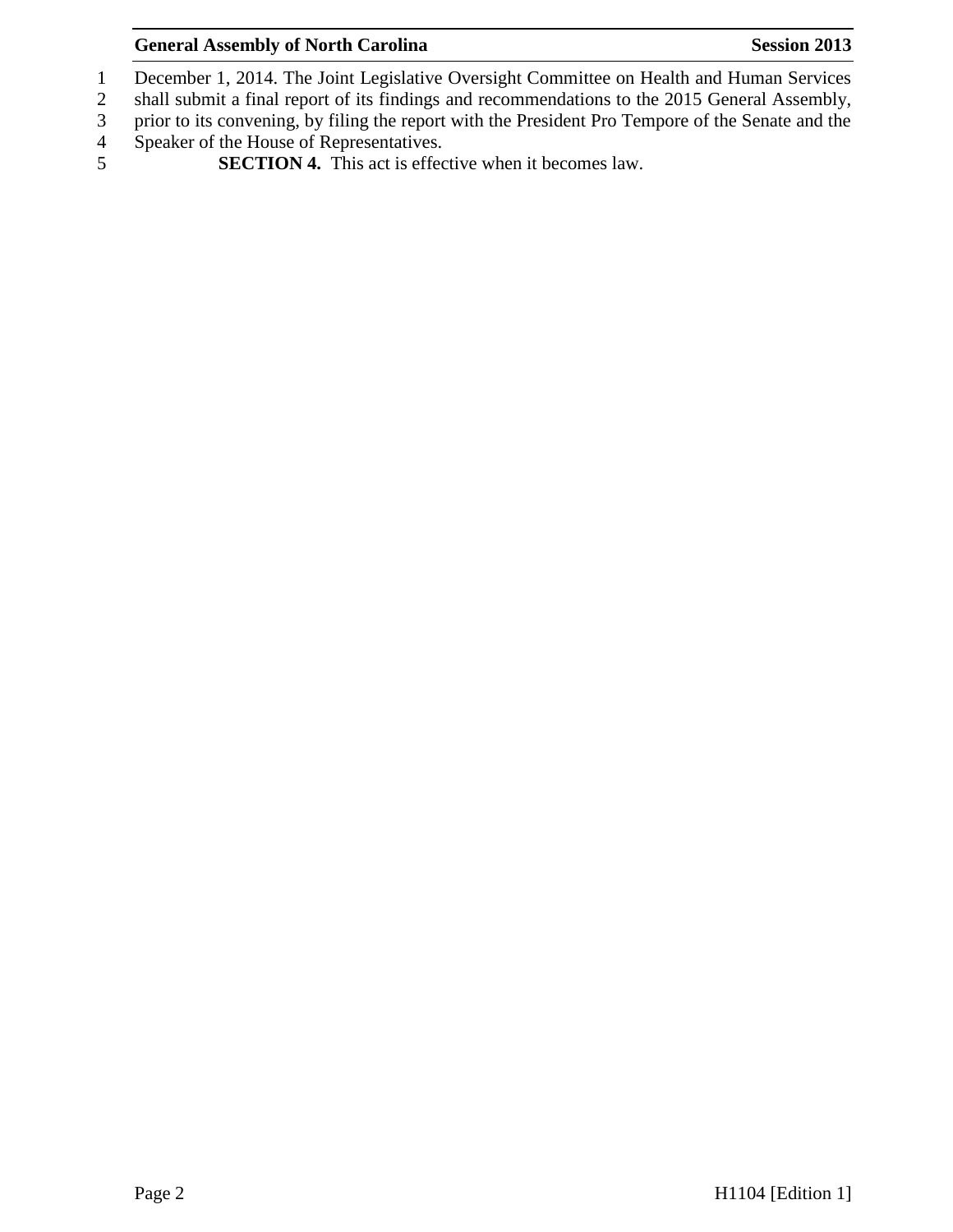December 1, 2014. The Joint Legislative Oversight Committee on Health and Human Services shall submit a final report of its findings and recommendations to the 2015 General Assembly, prior to its convening, by filing the report with the President Pro Tempore of the Senate and the Speaker of the House of Representatives.

**SECTION 4.** This act is effective when it becomes law.